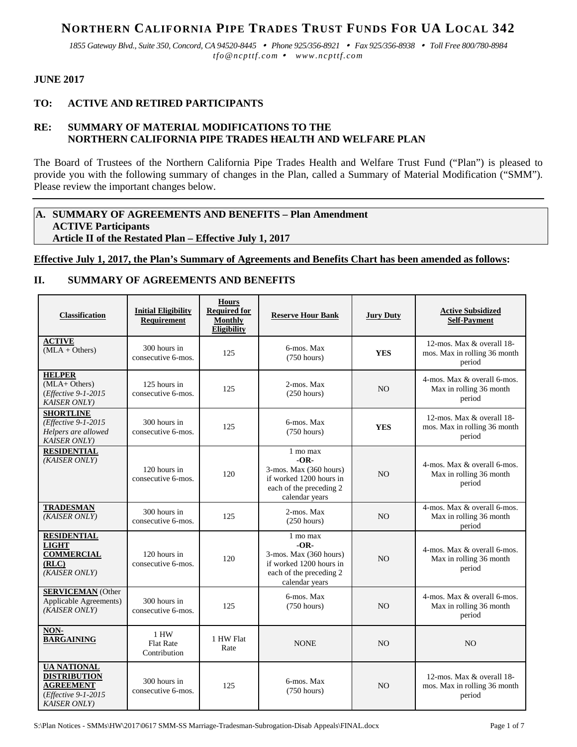# NORTHERN CALIFORNIA PIPE TRADES TRUST FUNDS FOR UA LOCAL 342

*1855 Gateway Blvd., Suite 350, Concord, CA 94520-8445 • Phone 925/356-8921 • Fax 925/356-8938 • Toll Free 800/780-8984*
*tfo@ncpttf.com • www.ncpttf.com*

**JUNE 2017**

**TO: ACTIVE AND RETIRED PARTICIPANTS**

**RE: SUMMARY OF MATERIAL MODIFICATIONS TO THE NORTHERN CALIFORNIA PIPE TRADES HEALTH AND WELFARE PLAN**

The Board of Trustees of the Northern California Pipe Trades Health and Welfare Trust Fund ("Plan") is pleased to provide you with the following summary of changes in the Plan, called a Summary of Material Modification ("SMM"). Please review the important changes below.

---

## A. SUMMARY OF AGREEMENTS AND BENEFITS – Plan Amendment ACTIVE Participants Article II of the Restated Plan – Effective July 1, 2017

**Effective July 1, 2017, the Plan's Summary of Agreements and Benefits Chart has been amended as follows:**

## II. SUMMARY OF AGREEMENTS AND BENEFITS

| Classification | Initial Eligibility Requirement | Hours Required for Monthly Eligibility | Reserve Hour Bank | Jury Duty | Active Subsidized Self-Payment |
|---|---|---|---|---|---|
| **ACTIVE** (MLA + Others) | 300 hours in consecutive 6-mos. | 125 | 6-mos. Max (750 hours) | **YES** | 12-mos. Max & overall 18-mos. Max in rolling 36 month period |
| **HELPER** (MLA+ Others) (*Effective 9-1-2015 KAISER ONLY*) | 125 hours in consecutive 6-mos. | 125 | 2-mos. Max (250 hours) | NO | 4-mos. Max & overall 6-mos. Max in rolling 36 month period |
| **SHORTLINE** (*Effective 9-1-2015 Helpers are allowed KAISER ONLY*) | 300 hours in consecutive 6-mos. | 125 | 6-mos. Max (750 hours) | **YES** | 12-mos. Max & overall 18-mos. Max in rolling 36 month period |
| **RESIDENTIAL** (*KAISER ONLY*) | 120 hours in consecutive 6-mos. | 120 | 1 mo max **-OR-** 3-mos. Max (360 hours) if worked 1200 hours in each of the preceding 2 calendar years | NO | 4-mos. Max & overall 6-mos. Max in rolling 36 month period |
| **TRADESMAN** (*KAISER ONLY*) | 300 hours in consecutive 6-mos. | 125 | 2-mos. Max (250 hours) | NO | 4-mos. Max & overall 6-mos. Max in rolling 36 month period |
| **RESIDENTIAL LIGHT COMMERCIAL (RLC)** (*KAISER ONLY*) | 120 hours in consecutive 6-mos. | 120 | 1 mo max **-OR-** 3-mos. Max (360 hours) if worked 1200 hours in each of the preceding 2 calendar years | NO | 4-mos. Max & overall 6-mos. Max in rolling 36 month period |
| **SERVICEMAN** (Other Applicable Agreements) (*KAISER ONLY*) | 300 hours in consecutive 6-mos. | 125 | 6-mos. Max (750 hours) | NO | 4-mos. Max & overall 6-mos. Max in rolling 36 month period |
| **NON-BARGAINING** | 1 HW Flat Rate Contribution | 1 HW Flat Rate | NONE | NO | NO |
| **UA NATIONAL DISTRIBUTION AGREEMENT** (*Effective 9-1-2015 KAISER ONLY*) | 300 hours in consecutive 6-mos. | 125 | 6-mos. Max (750 hours) | NO | 12-mos. Max & overall 18-mos. Max in rolling 36 month period |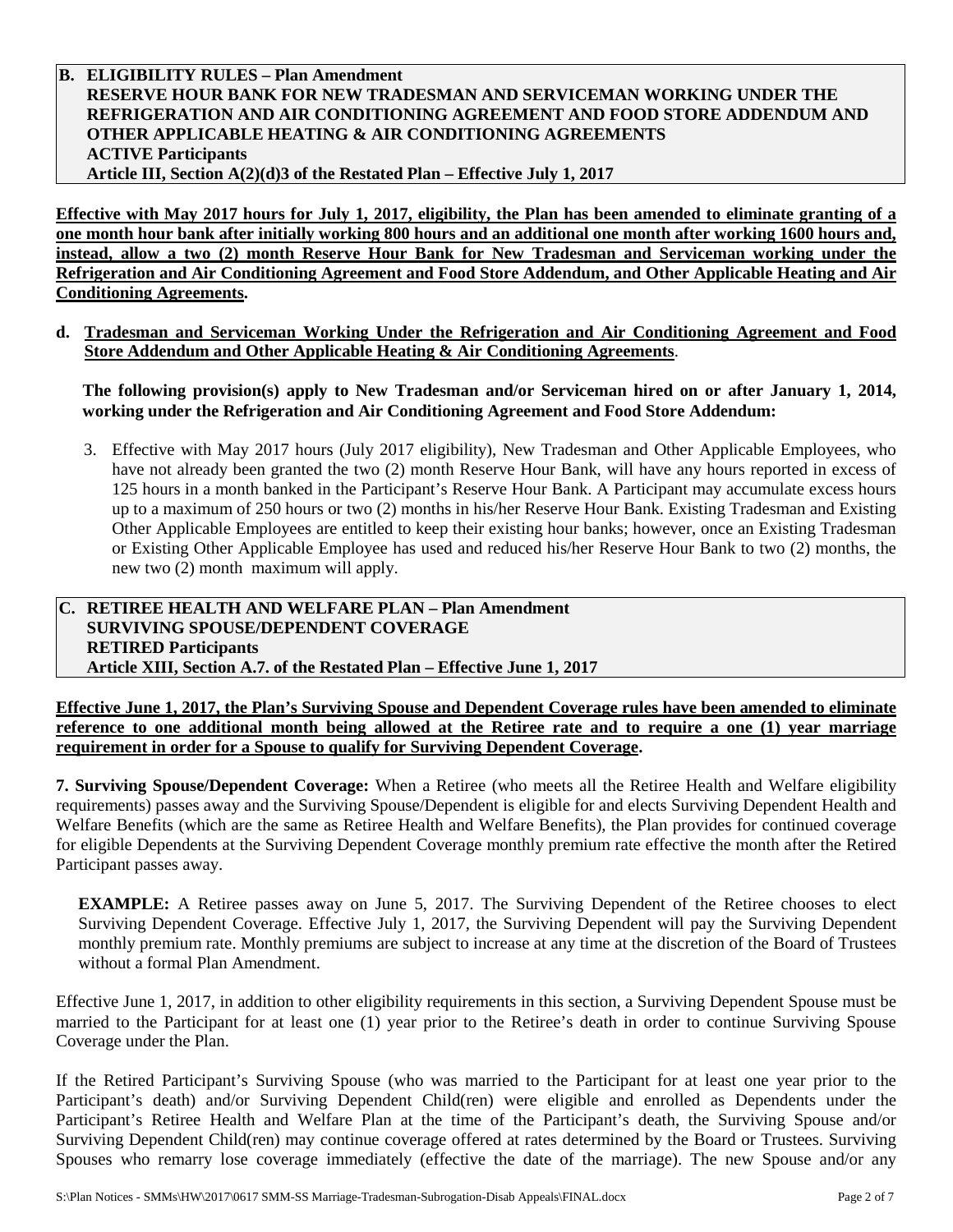**B. ELIGIBILITY RULES – Plan Amendment**
**RESERVE HOUR BANK FOR NEW TRADESMAN AND SERVICEMAN WORKING UNDER THE REFRIGERATION AND AIR CONDITIONING AGREEMENT AND FOOD STORE ADDENDUM AND OTHER APPLICABLE HEATING & AIR CONDITIONING AGREEMENTS**
**ACTIVE Participants**
**Article III, Section A(2)(d)3 of the Restated Plan – Effective July 1, 2017**

**Effective with May 2017 hours for July 1, 2017, eligibility, the Plan has been amended to eliminate granting of a one month hour bank after initially working 800 hours and an additional one month after working 1600 hours and, instead, allow a two (2) month Reserve Hour Bank for New Tradesman and Serviceman working under the Refrigeration and Air Conditioning Agreement and Food Store Addendum, and Other Applicable Heating and Air Conditioning Agreements.**

**d. Tradesman and Serviceman Working Under the Refrigeration and Air Conditioning Agreement and Food Store Addendum and Other Applicable Heating & Air Conditioning Agreements**.

**The following provision(s) apply to New Tradesman and/or Serviceman hired on or after January 1, 2014, working under the Refrigeration and Air Conditioning Agreement and Food Store Addendum:**

3. Effective with May 2017 hours (July 2017 eligibility), New Tradesman and Other Applicable Employees, who have not already been granted the two (2) month Reserve Hour Bank, will have any hours reported in excess of 125 hours in a month banked in the Participant's Reserve Hour Bank. A Participant may accumulate excess hours up to a maximum of 250 hours or two (2) months in his/her Reserve Hour Bank. Existing Tradesman and Existing Other Applicable Employees are entitled to keep their existing hour banks; however, once an Existing Tradesman or Existing Other Applicable Employee has used and reduced his/her Reserve Hour Bank to two (2) months, the new two (2) month maximum will apply.

**C. RETIREE HEALTH AND WELFARE PLAN – Plan Amendment**
**SURVIVING SPOUSE/DEPENDENT COVERAGE**
**RETIRED Participants**
**Article XIII, Section A.7. of the Restated Plan – Effective June 1, 2017**

**Effective June 1, 2017, the Plan's Surviving Spouse and Dependent Coverage rules have been amended to eliminate reference to one additional month being allowed at the Retiree rate and to require a one (1) year marriage requirement in order for a Spouse to qualify for Surviving Dependent Coverage.**

**7. Surviving Spouse/Dependent Coverage:** When a Retiree (who meets all the Retiree Health and Welfare eligibility requirements) passes away and the Surviving Spouse/Dependent is eligible for and elects Surviving Dependent Health and Welfare Benefits (which are the same as Retiree Health and Welfare Benefits), the Plan provides for continued coverage for eligible Dependents at the Surviving Dependent Coverage monthly premium rate effective the month after the Retired Participant passes away.

**EXAMPLE:** A Retiree passes away on June 5, 2017. The Surviving Dependent of the Retiree chooses to elect Surviving Dependent Coverage. Effective July 1, 2017, the Surviving Dependent will pay the Surviving Dependent monthly premium rate. Monthly premiums are subject to increase at any time at the discretion of the Board of Trustees without a formal Plan Amendment.

Effective June 1, 2017, in addition to other eligibility requirements in this section, a Surviving Dependent Spouse must be married to the Participant for at least one (1) year prior to the Retiree's death in order to continue Surviving Spouse Coverage under the Plan.

If the Retired Participant's Surviving Spouse (who was married to the Participant for at least one year prior to the Participant's death) and/or Surviving Dependent Child(ren) were eligible and enrolled as Dependents under the Participant's Retiree Health and Welfare Plan at the time of the Participant's death, the Surviving Spouse and/or Surviving Dependent Child(ren) may continue coverage offered at rates determined by the Board or Trustees. Surviving Spouses who remarry lose coverage immediately (effective the date of the marriage). The new Spouse and/or any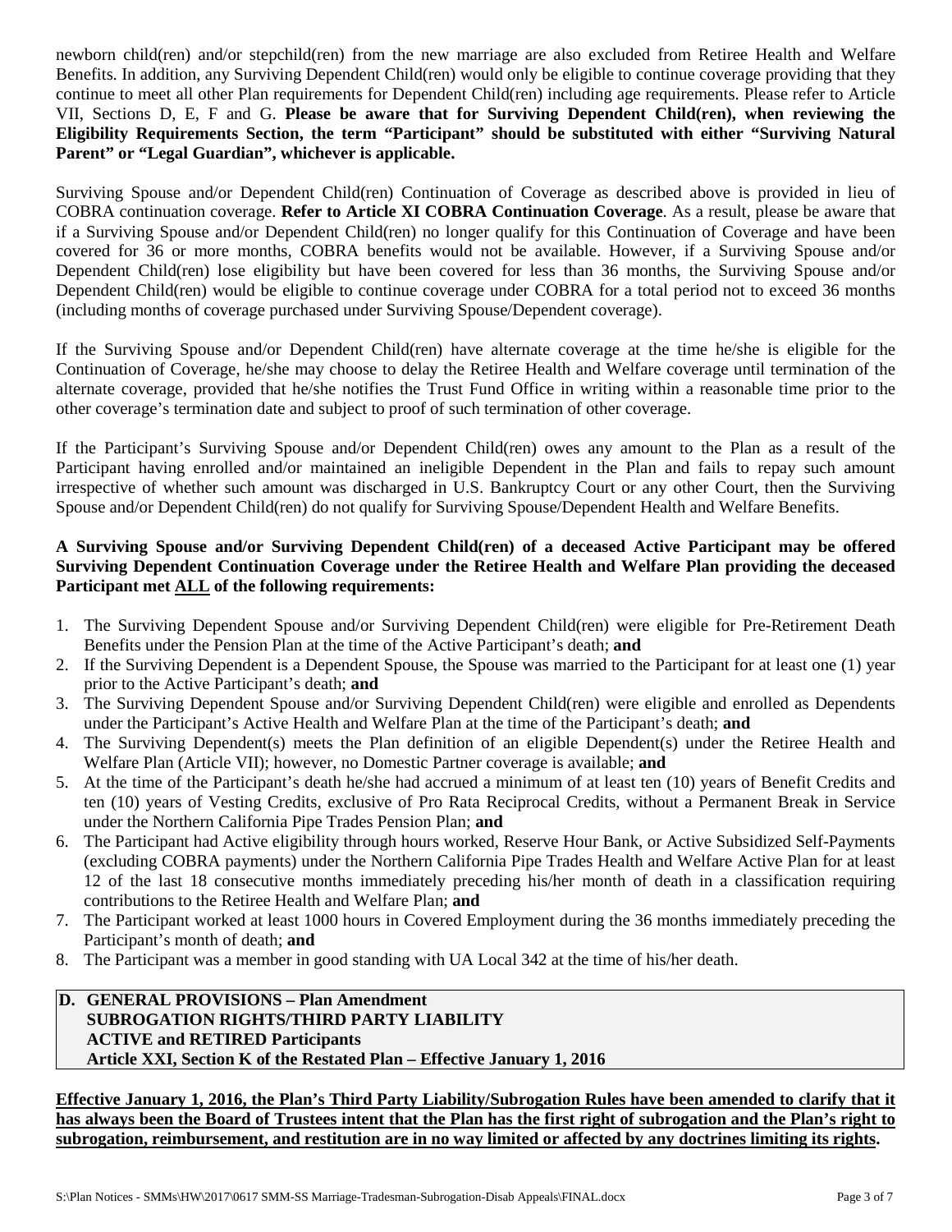newborn child(ren) and/or stepchild(ren) from the new marriage are also excluded from Retiree Health and Welfare Benefits. In addition, any Surviving Dependent Child(ren) would only be eligible to continue coverage providing that they continue to meet all other Plan requirements for Dependent Child(ren) including age requirements. Please refer to Article VII, Sections D, E, F and G. **Please be aware that for Surviving Dependent Child(ren), when reviewing the Eligibility Requirements Section, the term "Participant" should be substituted with either "Surviving Natural Parent" or "Legal Guardian", whichever is applicable.**

Surviving Spouse and/or Dependent Child(ren) Continuation of Coverage as described above is provided in lieu of COBRA continuation coverage. **Refer to Article XI COBRA Continuation Coverage**. As a result, please be aware that if a Surviving Spouse and/or Dependent Child(ren) no longer qualify for this Continuation of Coverage and have been covered for 36 or more months, COBRA benefits would not be available. However, if a Surviving Spouse and/or Dependent Child(ren) lose eligibility but have been covered for less than 36 months, the Surviving Spouse and/or Dependent Child(ren) would be eligible to continue coverage under COBRA for a total period not to exceed 36 months (including months of coverage purchased under Surviving Spouse/Dependent coverage).

If the Surviving Spouse and/or Dependent Child(ren) have alternate coverage at the time he/she is eligible for the Continuation of Coverage, he/she may choose to delay the Retiree Health and Welfare coverage until termination of the alternate coverage, provided that he/she notifies the Trust Fund Office in writing within a reasonable time prior to the other coverage's termination date and subject to proof of such termination of other coverage.

If the Participant's Surviving Spouse and/or Dependent Child(ren) owes any amount to the Plan as a result of the Participant having enrolled and/or maintained an ineligible Dependent in the Plan and fails to repay such amount irrespective of whether such amount was discharged in U.S. Bankruptcy Court or any other Court, then the Surviving Spouse and/or Dependent Child(ren) do not qualify for Surviving Spouse/Dependent Health and Welfare Benefits.

**A Surviving Spouse and/or Surviving Dependent Child(ren) of a deceased Active Participant may be offered Surviving Dependent Continuation Coverage under the Retiree Health and Welfare Plan providing the deceased Participant met ALL of the following requirements:**

1. The Surviving Dependent Spouse and/or Surviving Dependent Child(ren) were eligible for Pre-Retirement Death Benefits under the Pension Plan at the time of the Active Participant's death; **and**
2. If the Surviving Dependent is a Dependent Spouse, the Spouse was married to the Participant for at least one (1) year prior to the Active Participant's death; **and**
3. The Surviving Dependent Spouse and/or Surviving Dependent Child(ren) were eligible and enrolled as Dependents under the Participant's Active Health and Welfare Plan at the time of the Participant's death; **and**
4. The Surviving Dependent(s) meets the Plan definition of an eligible Dependent(s) under the Retiree Health and Welfare Plan (Article VII); however, no Domestic Partner coverage is available; **and**
5. At the time of the Participant's death he/she had accrued a minimum of at least ten (10) years of Benefit Credits and ten (10) years of Vesting Credits, exclusive of Pro Rata Reciprocal Credits, without a Permanent Break in Service under the Northern California Pipe Trades Pension Plan; **and**
6. The Participant had Active eligibility through hours worked, Reserve Hour Bank, or Active Subsidized Self-Payments (excluding COBRA payments) under the Northern California Pipe Trades Health and Welfare Active Plan for at least 12 of the last 18 consecutive months immediately preceding his/her month of death in a classification requiring contributions to the Retiree Health and Welfare Plan; **and**
7. The Participant worked at least 1000 hours in Covered Employment during the 36 months immediately preceding the Participant's month of death; **and**
8. The Participant was a member in good standing with UA Local 342 at the time of his/her death.

## D. GENERAL PROVISIONS – Plan Amendment
**SUBROGATION RIGHTS/THIRD PARTY LIABILITY**
**ACTIVE and RETIRED Participants**
**Article XXI, Section K of the Restated Plan – Effective January 1, 2016**

**Effective January 1, 2016, the Plan's Third Party Liability/Subrogation Rules have been amended to clarify that it has always been the Board of Trustees intent that the Plan has the first right of subrogation and the Plan's right to subrogation, reimbursement, and restitution are in no way limited or affected by any doctrines limiting its rights.**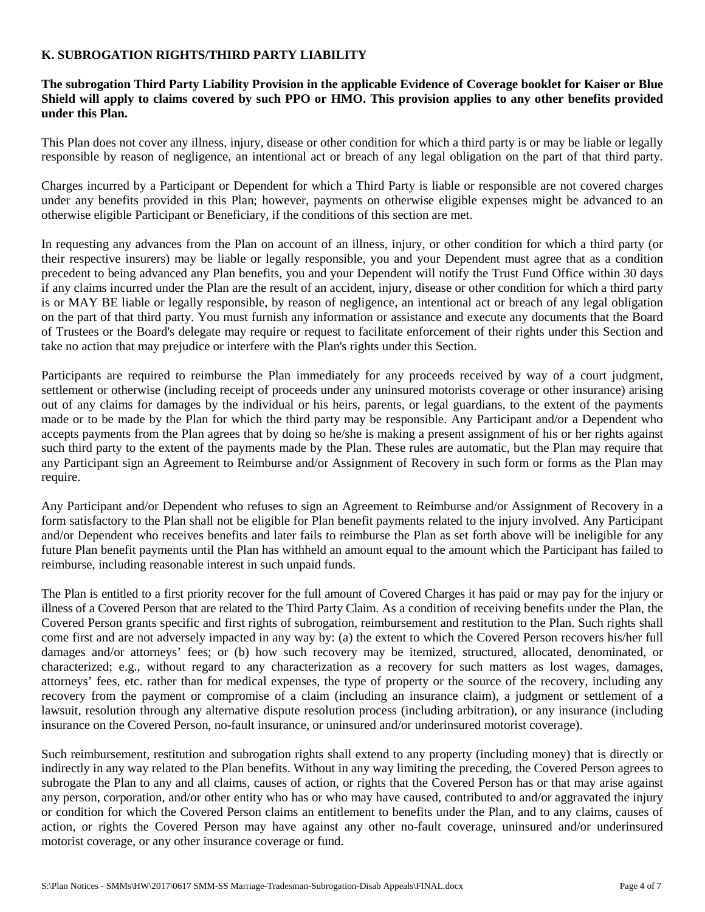### K. SUBROGATION RIGHTS/THIRD PARTY LIABILITY

**The subrogation Third Party Liability Provision in the applicable Evidence of Coverage booklet for Kaiser or Blue Shield will apply to claims covered by such PPO or HMO. This provision applies to any other benefits provided under this Plan.**

This Plan does not cover any illness, injury, disease or other condition for which a third party is or may be liable or legally responsible by reason of negligence, an intentional act or breach of any legal obligation on the part of that third party.

Charges incurred by a Participant or Dependent for which a Third Party is liable or responsible are not covered charges under any benefits provided in this Plan; however, payments on otherwise eligible expenses might be advanced to an otherwise eligible Participant or Beneficiary, if the conditions of this section are met.

In requesting any advances from the Plan on account of an illness, injury, or other condition for which a third party (or their respective insurers) may be liable or legally responsible, you and your Dependent must agree that as a condition precedent to being advanced any Plan benefits, you and your Dependent will notify the Trust Fund Office within 30 days if any claims incurred under the Plan are the result of an accident, injury, disease or other condition for which a third party is or MAY BE liable or legally responsible, by reason of negligence, an intentional act or breach of any legal obligation on the part of that third party. You must furnish any information or assistance and execute any documents that the Board of Trustees or the Board's delegate may require or request to facilitate enforcement of their rights under this Section and take no action that may prejudice or interfere with the Plan's rights under this Section.

Participants are required to reimburse the Plan immediately for any proceeds received by way of a court judgment, settlement or otherwise (including receipt of proceeds under any uninsured motorists coverage or other insurance) arising out of any claims for damages by the individual or his heirs, parents, or legal guardians, to the extent of the payments made or to be made by the Plan for which the third party may be responsible. Any Participant and/or a Dependent who accepts payments from the Plan agrees that by doing so he/she is making a present assignment of his or her rights against such third party to the extent of the payments made by the Plan. These rules are automatic, but the Plan may require that any Participant sign an Agreement to Reimburse and/or Assignment of Recovery in such form or forms as the Plan may require.

Any Participant and/or Dependent who refuses to sign an Agreement to Reimburse and/or Assignment of Recovery in a form satisfactory to the Plan shall not be eligible for Plan benefit payments related to the injury involved. Any Participant and/or Dependent who receives benefits and later fails to reimburse the Plan as set forth above will be ineligible for any future Plan benefit payments until the Plan has withheld an amount equal to the amount which the Participant has failed to reimburse, including reasonable interest in such unpaid funds.

The Plan is entitled to a first priority recover for the full amount of Covered Charges it has paid or may pay for the injury or illness of a Covered Person that are related to the Third Party Claim. As a condition of receiving benefits under the Plan, the Covered Person grants specific and first rights of subrogation, reimbursement and restitution to the Plan. Such rights shall come first and are not adversely impacted in any way by: (a) the extent to which the Covered Person recovers his/her full damages and/or attorneys' fees; or (b) how such recovery may be itemized, structured, allocated, denominated, or characterized; e.g., without regard to any characterization as a recovery for such matters as lost wages, damages, attorneys' fees, etc. rather than for medical expenses, the type of property or the source of the recovery, including any recovery from the payment or compromise of a claim (including an insurance claim), a judgment or settlement of a lawsuit, resolution through any alternative dispute resolution process (including arbitration), or any insurance (including insurance on the Covered Person, no-fault insurance, or uninsured and/or underinsured motorist coverage).

Such reimbursement, restitution and subrogation rights shall extend to any property (including money) that is directly or indirectly in any way related to the Plan benefits. Without in any way limiting the preceding, the Covered Person agrees to subrogate the Plan to any and all claims, causes of action, or rights that the Covered Person has or that may arise against any person, corporation, and/or other entity who has or who may have caused, contributed to and/or aggravated the injury or condition for which the Covered Person claims an entitlement to benefits under the Plan, and to any claims, causes of action, or rights the Covered Person may have against any other no-fault coverage, uninsured and/or underinsured motorist coverage, or any other insurance coverage or fund.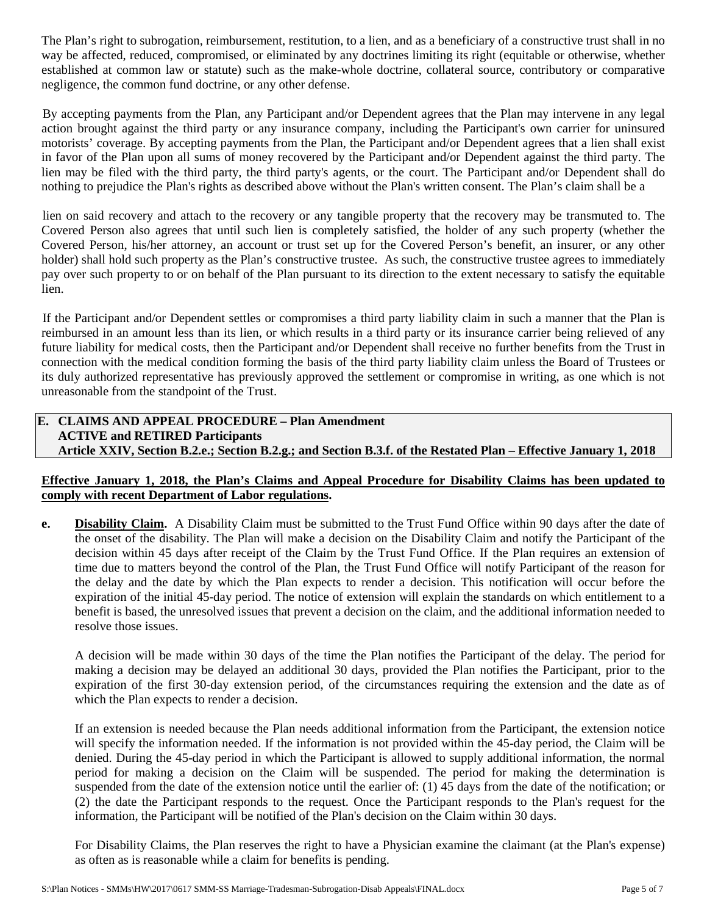The Plan's right to subrogation, reimbursement, restitution, to a lien, and as a beneficiary of a constructive trust shall in no way be affected, reduced, compromised, or eliminated by any doctrines limiting its right (equitable or otherwise, whether established at common law or statute) such as the make-whole doctrine, collateral source, contributory or comparative negligence, the common fund doctrine, or any other defense.

By accepting payments from the Plan, any Participant and/or Dependent agrees that the Plan may intervene in any legal action brought against the third party or any insurance company, including the Participant's own carrier for uninsured motorists' coverage. By accepting payments from the Plan, the Participant and/or Dependent agrees that a lien shall exist in favor of the Plan upon all sums of money recovered by the Participant and/or Dependent against the third party. The lien may be filed with the third party, the third party's agents, or the court. The Participant and/or Dependent shall do nothing to prejudice the Plan's rights as described above without the Plan's written consent. The Plan's claim shall be a lien on said recovery and attach to the recovery or any tangible property that the recovery may be transmuted to. The Covered Person also agrees that until such lien is completely satisfied, the holder of any such property (whether the Covered Person, his/her attorney, an account or trust set up for the Covered Person's benefit, an insurer, or any other holder) shall hold such property as the Plan's constructive trustee. As such, the constructive trustee agrees to immediately pay over such property to or on behalf of the Plan pursuant to its direction to the extent necessary to satisfy the equitable lien.

If the Participant and/or Dependent settles or compromises a third party liability claim in such a manner that the Plan is reimbursed in an amount less than its lien, or which results in a third party or its insurance carrier being relieved of any future liability for medical costs, then the Participant and/or Dependent shall receive no further benefits from the Trust in connection with the medical condition forming the basis of the third party liability claim unless the Board of Trustees or its duly authorized representative has previously approved the settlement or compromise in writing, as one which is not unreasonable from the standpoint of the Trust.

## E. CLAIMS AND APPEAL PROCEDURE – Plan Amendment
### ACTIVE and RETIRED Participants
### Article XXIV, Section B.2.e.; Section B.2.g.; and Section B.3.f. of the Restated Plan – Effective January 1, 2018

**Effective January 1, 2018, the Plan's Claims and Appeal Procedure for Disability Claims has been updated to comply with recent Department of Labor regulations.**

**e. Disability Claim.** A Disability Claim must be submitted to the Trust Fund Office within 90 days after the date of the onset of the disability. The Plan will make a decision on the Disability Claim and notify the Participant of the decision within 45 days after receipt of the Claim by the Trust Fund Office. If the Plan requires an extension of time due to matters beyond the control of the Plan, the Trust Fund Office will notify Participant of the reason for the delay and the date by which the Plan expects to render a decision. This notification will occur before the expiration of the initial 45-day period. The notice of extension will explain the standards on which entitlement to a benefit is based, the unresolved issues that prevent a decision on the claim, and the additional information needed to resolve those issues.

A decision will be made within 30 days of the time the Plan notifies the Participant of the delay. The period for making a decision may be delayed an additional 30 days, provided the Plan notifies the Participant, prior to the expiration of the first 30-day extension period, of the circumstances requiring the extension and the date as of which the Plan expects to render a decision.

If an extension is needed because the Plan needs additional information from the Participant, the extension notice will specify the information needed. If the information is not provided within the 45-day period, the Claim will be denied. During the 45-day period in which the Participant is allowed to supply additional information, the normal period for making a decision on the Claim will be suspended. The period for making the determination is suspended from the date of the extension notice until the earlier of: (1) 45 days from the date of the notification; or (2) the date the Participant responds to the request. Once the Participant responds to the Plan's request for the information, the Participant will be notified of the Plan's decision on the Claim within 30 days.

For Disability Claims, the Plan reserves the right to have a Physician examine the claimant (at the Plan's expense) as often as is reasonable while a claim for benefits is pending.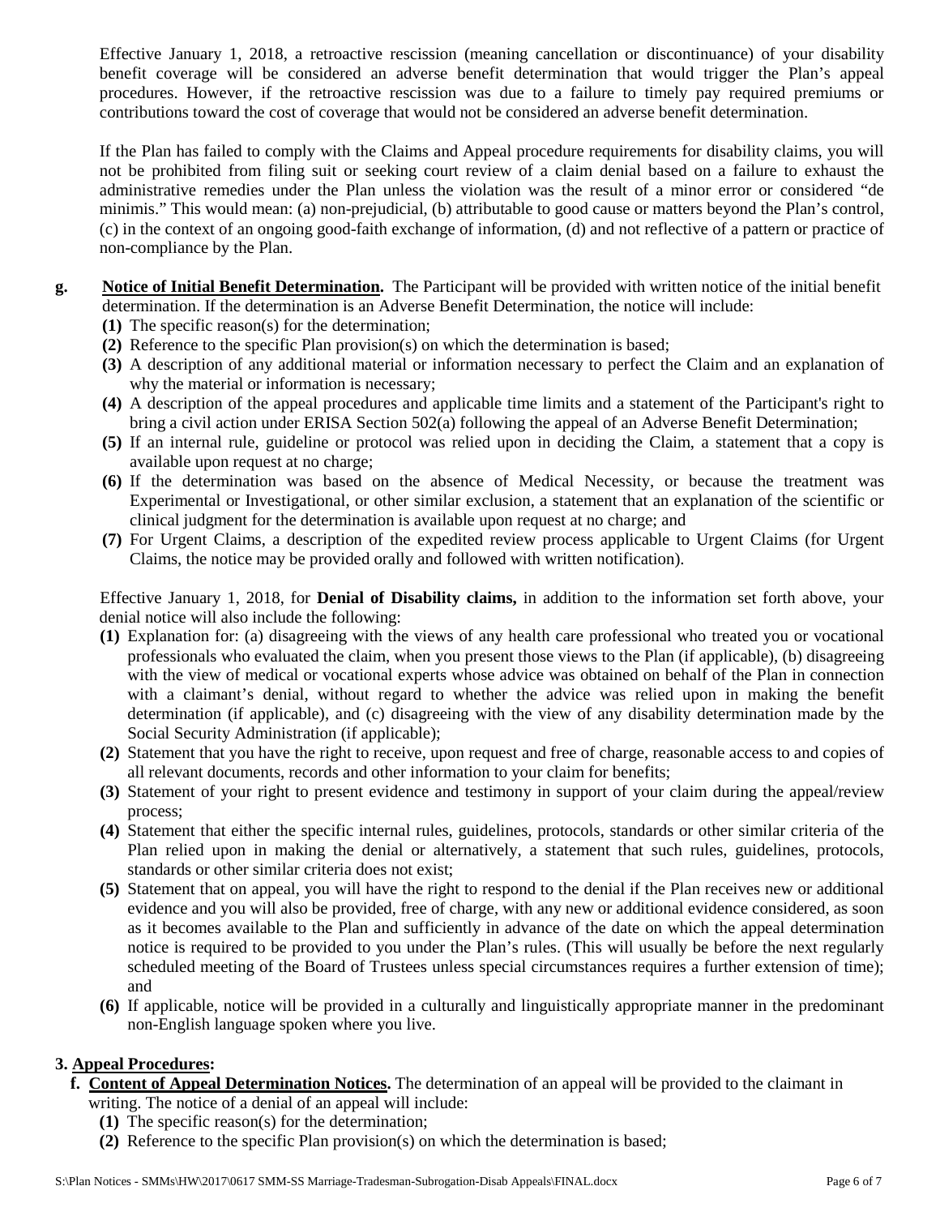Effective January 1, 2018, a retroactive rescission (meaning cancellation or discontinuance) of your disability benefit coverage will be considered an adverse benefit determination that would trigger the Plan's appeal procedures. However, if the retroactive rescission was due to a failure to timely pay required premiums or contributions toward the cost of coverage that would not be considered an adverse benefit determination.

If the Plan has failed to comply with the Claims and Appeal procedure requirements for disability claims, you will not be prohibited from filing suit or seeking court review of a claim denial based on a failure to exhaust the administrative remedies under the Plan unless the violation was the result of a minor error or considered "de minimis." This would mean: (a) non-prejudicial, (b) attributable to good cause or matters beyond the Plan's control, (c) in the context of an ongoing good-faith exchange of information, (d) and not reflective of a pattern or practice of non-compliance by the Plan.

**g.** **<u>Notice of Initial Benefit Determination</u>.** The Participant will be provided with written notice of the initial benefit determination. If the determination is an Adverse Benefit Determination, the notice will include:

- **(1)** The specific reason(s) for the determination;
- **(2)** Reference to the specific Plan provision(s) on which the determination is based;
- **(3)** A description of any additional material or information necessary to perfect the Claim and an explanation of why the material or information is necessary;
- **(4)** A description of the appeal procedures and applicable time limits and a statement of the Participant's right to bring a civil action under ERISA Section 502(a) following the appeal of an Adverse Benefit Determination;
- **(5)** If an internal rule, guideline or protocol was relied upon in deciding the Claim, a statement that a copy is available upon request at no charge;
- **(6)** If the determination was based on the absence of Medical Necessity, or because the treatment was Experimental or Investigational, or other similar exclusion, a statement that an explanation of the scientific or clinical judgment for the determination is available upon request at no charge; and
- **(7)** For Urgent Claims, a description of the expedited review process applicable to Urgent Claims (for Urgent Claims, the notice may be provided orally and followed with written notification).

Effective January 1, 2018, for **Denial of Disability claims,** in addition to the information set forth above, your denial notice will also include the following:

- **(1)** Explanation for: (a) disagreeing with the views of any health care professional who treated you or vocational professionals who evaluated the claim, when you present those views to the Plan (if applicable), (b) disagreeing with the view of medical or vocational experts whose advice was obtained on behalf of the Plan in connection with a claimant's denial, without regard to whether the advice was relied upon in making the benefit determination (if applicable), and (c) disagreeing with the view of any disability determination made by the Social Security Administration (if applicable);
- **(2)** Statement that you have the right to receive, upon request and free of charge, reasonable access to and copies of all relevant documents, records and other information to your claim for benefits;
- **(3)** Statement of your right to present evidence and testimony in support of your claim during the appeal/review process;
- **(4)** Statement that either the specific internal rules, guidelines, protocols, standards or other similar criteria of the Plan relied upon in making the denial or alternatively, a statement that such rules, guidelines, protocols, standards or other similar criteria does not exist;
- **(5)** Statement that on appeal, you will have the right to respond to the denial if the Plan receives new or additional evidence and you will also be provided, free of charge, with any new or additional evidence considered, as soon as it becomes available to the Plan and sufficiently in advance of the date on which the appeal determination notice is required to be provided to you under the Plan's rules. (This will usually be before the next regularly scheduled meeting of the Board of Trustees unless special circumstances requires a further extension of time); and
- **(6)** If applicable, notice will be provided in a culturally and linguistically appropriate manner in the predominant non-English language spoken where you live.

**3. <u>Appeal Procedures</u>:**

**f.** **<u>Content of Appeal Determination Notices</u>.** The determination of an appeal will be provided to the claimant in writing. The notice of a denial of an appeal will include:

- **(1)** The specific reason(s) for the determination;
- **(2)** Reference to the specific Plan provision(s) on which the determination is based;

S:\Plan Notices - SMMs\HW\2017\0617 SMM-SS Marriage-Tradesman-Subrogation-Disab Appeals\FINAL.docx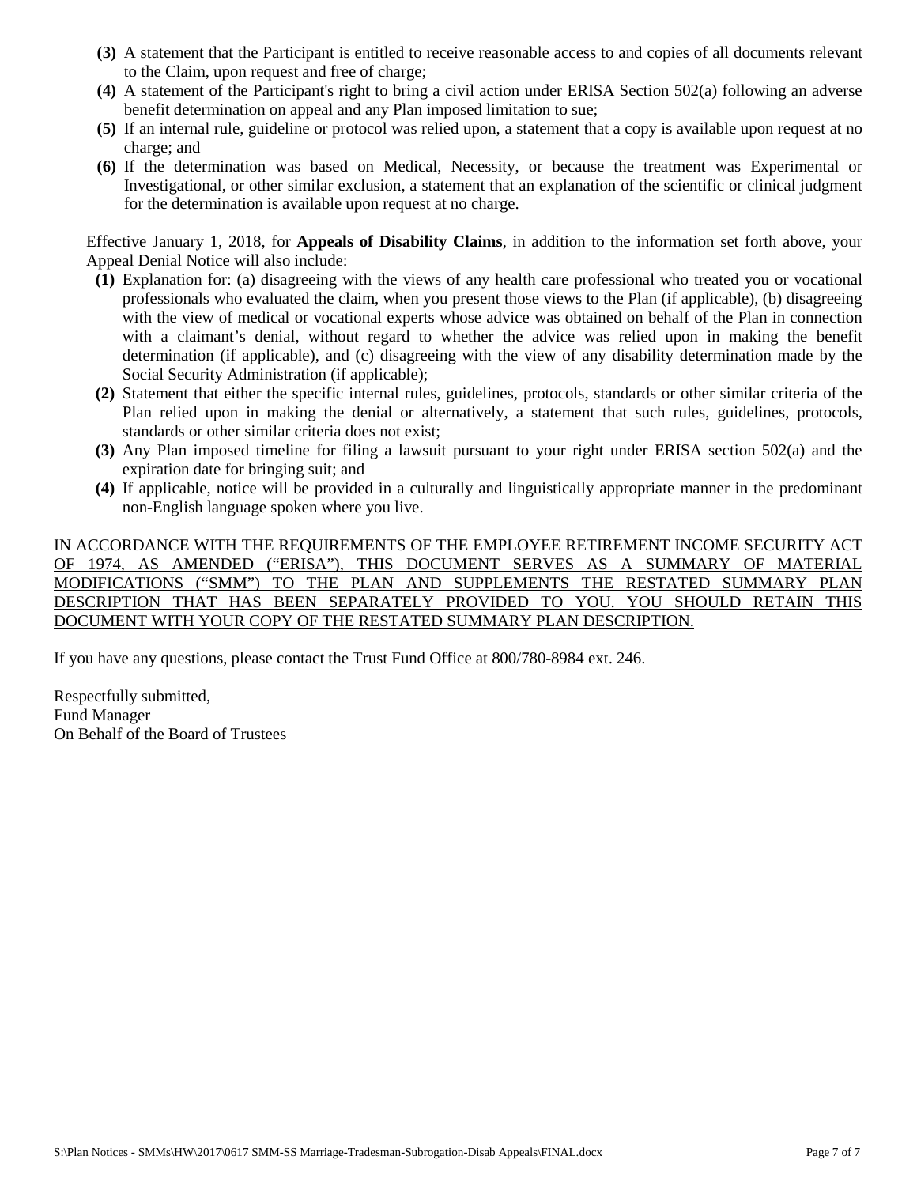**(3)** A statement that the Participant is entitled to receive reasonable access to and copies of all documents relevant to the Claim, upon request and free of charge;

**(4)** A statement of the Participant's right to bring a civil action under ERISA Section 502(a) following an adverse benefit determination on appeal and any Plan imposed limitation to sue;

**(5)** If an internal rule, guideline or protocol was relied upon, a statement that a copy is available upon request at no charge; and

**(6)** If the determination was based on Medical, Necessity, or because the treatment was Experimental or Investigational, or other similar exclusion, a statement that an explanation of the scientific or clinical judgment for the determination is available upon request at no charge.

Effective January 1, 2018, for **Appeals of Disability Claims**, in addition to the information set forth above, your Appeal Denial Notice will also include:

**(1)** Explanation for: (a) disagreeing with the views of any health care professional who treated you or vocational professionals who evaluated the claim, when you present those views to the Plan (if applicable), (b) disagreeing with the view of medical or vocational experts whose advice was obtained on behalf of the Plan in connection with a claimant's denial, without regard to whether the advice was relied upon in making the benefit determination (if applicable), and (c) disagreeing with the view of any disability determination made by the Social Security Administration (if applicable);

**(2)** Statement that either the specific internal rules, guidelines, protocols, standards or other similar criteria of the Plan relied upon in making the denial or alternatively, a statement that such rules, guidelines, protocols, standards or other similar criteria does not exist;

**(3)** Any Plan imposed timeline for filing a lawsuit pursuant to your right under ERISA section 502(a) and the expiration date for bringing suit; and

**(4)** If applicable, notice will be provided in a culturally and linguistically appropriate manner in the predominant non-English language spoken where you live.

<u>IN ACCORDANCE WITH THE REQUIREMENTS OF THE EMPLOYEE RETIREMENT INCOME SECURITY ACT OF 1974, AS AMENDED ("ERISA"), THIS DOCUMENT SERVES AS A SUMMARY OF MATERIAL MODIFICATIONS ("SMM") TO THE PLAN AND SUPPLEMENTS THE RESTATED SUMMARY PLAN DESCRIPTION THAT HAS BEEN SEPARATELY PROVIDED TO YOU. YOU SHOULD RETAIN THIS DOCUMENT WITH YOUR COPY OF THE RESTATED SUMMARY PLAN DESCRIPTION.</u>

If you have any questions, please contact the Trust Fund Office at 800/780-8984 ext. 246.

Respectfully submitted,
Fund Manager
On Behalf of the Board of Trustees